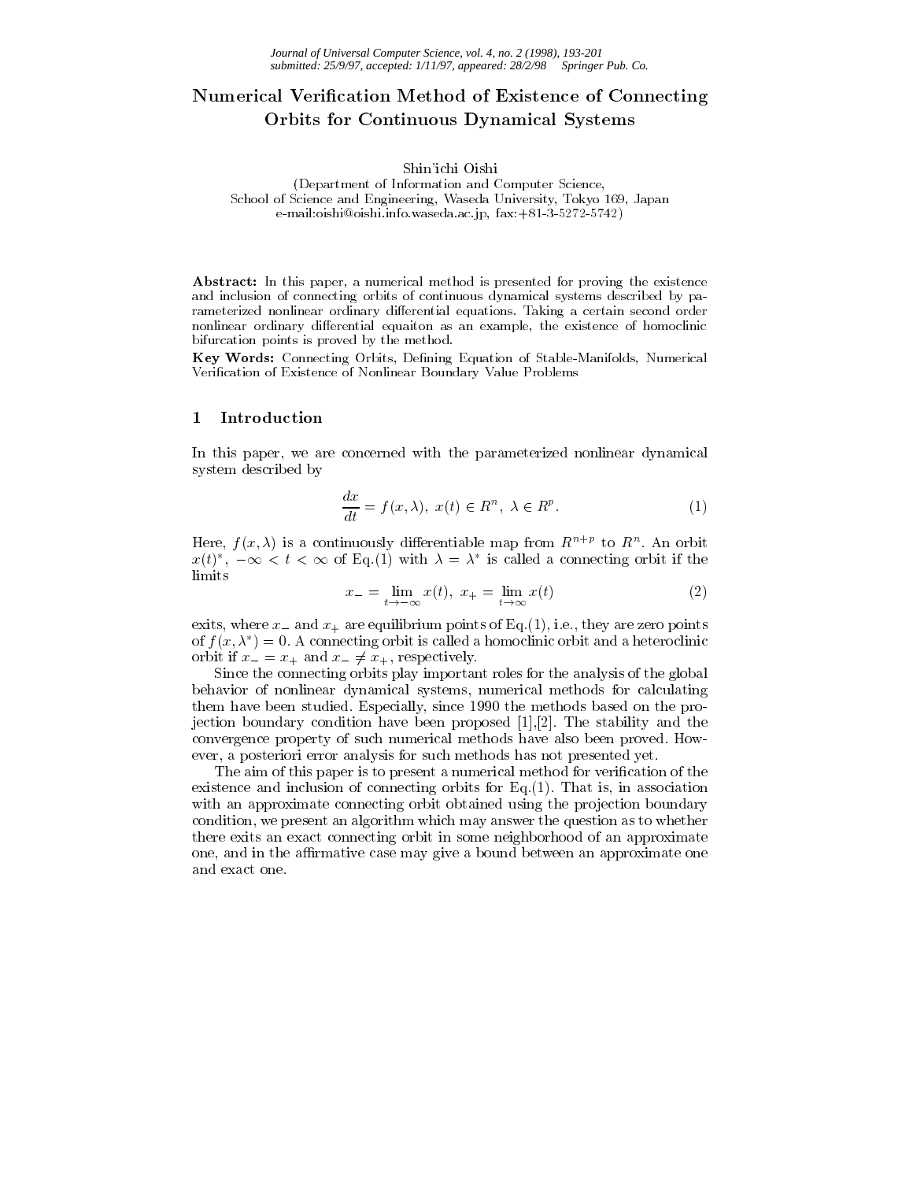# Numerical Verification Method of Existence of Connecting Orbits for Continuous Dynamical Systems

Shin'ichi Oishi
(Department of Information and Computer Science,
School of Science and Engineering, Waseda University, Tokyo 169, Japan
e-mail:oishi@oishi.info.waseda.ac.jp, fax:+81-3-5272-5742)

**Abstract:** In this paper, a numerical method is presented for proving the existence and inclusion of connecting orbits of continuous dynamical systems described by parameterized nonlinear ordinary differential equations. Taking a certain second order nonlinear ordinary differential equaiton as an example, the existence of homoclinic bifurcation points is proved by the method.

**Key Words:** Connecting Orbits, Defining Equation of Stable-Manifolds, Numerical Verification of Existence of Nonlinear Boundary Value Problems

## 1 Introduction

In this paper, we are concerned with the parameterized nonlinear dynamical system described by

$$\frac{dx}{dt} = f(x, \lambda),\ x(t) \in R^n,\ \lambda \in R^p. \tag{1}$$

Here, $f(x, \lambda)$ is a continuously differentiable map from $R^{n+p}$ to $R^n$. An orbit $x(t)^*$, $-\infty < t < \infty$ of Eq.(1) with $\lambda = \lambda^*$ is called a connecting orbit if the limits

$$x_- = \lim_{t \to -\infty} x(t),\ x_+ = \lim_{t \to \infty} x(t) \tag{2}$$

exits, where $x_-$ and $x_+$ are equilibrium points of Eq.(1), i.e., they are zero points of $f(x, \lambda^*) = 0$. A connecting orbit is called a homoclinic orbit and a heteroclinic orbit if $x_- = x_+$ and $x_- \neq x_+$, respectively.

Since the connecting orbits play important roles for the analysis of the global behavior of nonlinear dynamical systems, numerical methods for calculating them have been studied. Especially, since 1990 the methods based on the projection boundary condition have been proposed [1],[2]. The stability and the convergence property of such numerical methods have also been proved. However, a posteriori error analysis for such methods has not presented yet.

The aim of this paper is to present a numerical method for verification of the existence and inclusion of connecting orbits for Eq.(1). That is, in association with an approximate connecting orbit obtained using the projection boundary condition, we present an algorithm which may answer the question as to whether there exits an exact connecting orbit in some neighborhood of an approximate one, and in the affirmative case may give a bound between an approximate one and exact one.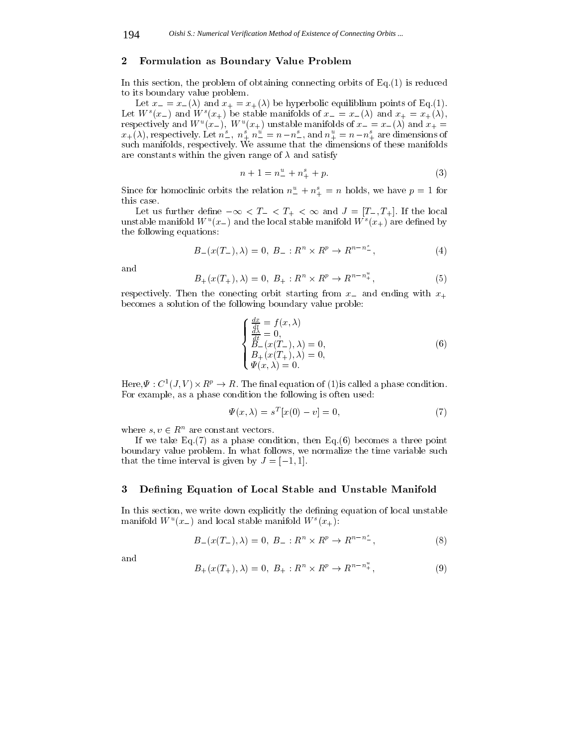## 2 Formulation as Boundary Value Problem

In this section, the problem of obtaining connecting orbits of Eq.(1) is reduced to its boundary value problem.

Let $x_- = x_-(\lambda)$ and $x_+ = x_+(\lambda)$ be hyperbolic equiliblium points of Eq.(1). Let $W^s(x_-)$ and $W^s(x_+)$ be stable manifolds of $x_- = x_-(\lambda)$ and $x_+ = x_+(\lambda)$, respectively and $W^u(x_-)$, $W^u(x_+)$ unstable manifolds of $x_- = x_-(\lambda)$ and $x_+ = x_+(\lambda)$, respectively. Let $n_-^s$, $n_+^s$ $n_-^u = n - n_-^s$, and $n_+^u = n - n_+^s$ are dimensions of such manifolds, respectively. We assume that the dimensions of these manifolds are constants within the given range of $\lambda$ and satisfy

$$n + 1 = n_-^u + n_+^s + p. \tag{3}$$

Since for homoclinic orbits the relation $n_-^u + n_+^s = n$ holds, we have $p = 1$ for this case.

Let us further define $-\infty < T_- < T_+ < \infty$ and $J = [T_-, T_+]$. If the local unstable manifold $W^u(x_-)$ and the local stable manifold $W^s(x_+)$ are defined by the following equations:

$$B_-(x(T_-), \lambda) = 0,\ B_- : R^n \times R^p \to R^{n-n_-^s}, \tag{4}$$

and

$$B_+(x(T_+), \lambda) = 0,\ B_+ : R^n \times R^p \to R^{n-n_+^u}, \tag{5}$$

respectively. Then the conecting orbit starting from $x_-$ and ending with $x_+$ becomes a solution of the following boundary value proble:

$$\begin{cases} \frac{dx}{dt} = f(x, \lambda) \\ \frac{d\lambda}{dt} = 0, \\ B_-(x(T_-), \lambda) = 0, \\ B_+(x(T_+), \lambda) = 0, \\ \Psi(x, \lambda) = 0. \end{cases} \tag{6}$$

Here,$\Psi : C^1(J, V) \times R^p \to R$. The final equation of (1)is called a phase condition. For example, as a phase condition the following is often used:

$$\Psi(x, \lambda) = s^T[x(0) - v] = 0, \tag{7}$$

where $s, v \in R^n$ are constant vectors.

If we take Eq.(7) as a phase condition, then Eq.(6) becomes a three point boundary value problem. In what follows, we normalize the time variable such that the time interval is given by $J = [-1, 1]$.

## 3 Defining Equation of Local Stable and Unstable Manifold

In this section, we write down explicitly the defining equation of local unstable manifold $W^u(x_-)$ and local stable manifold $W^s(x_+)$:

$$B_-(x(T_-), \lambda) = 0,\ B_- : R^n \times R^p \to R^{n-n_-^s}, \tag{8}$$

and

$$B_+(x(T_+), \lambda) = 0,\ B_+ : R^n \times R^p \to R^{n-n_+^u}, \tag{9}$$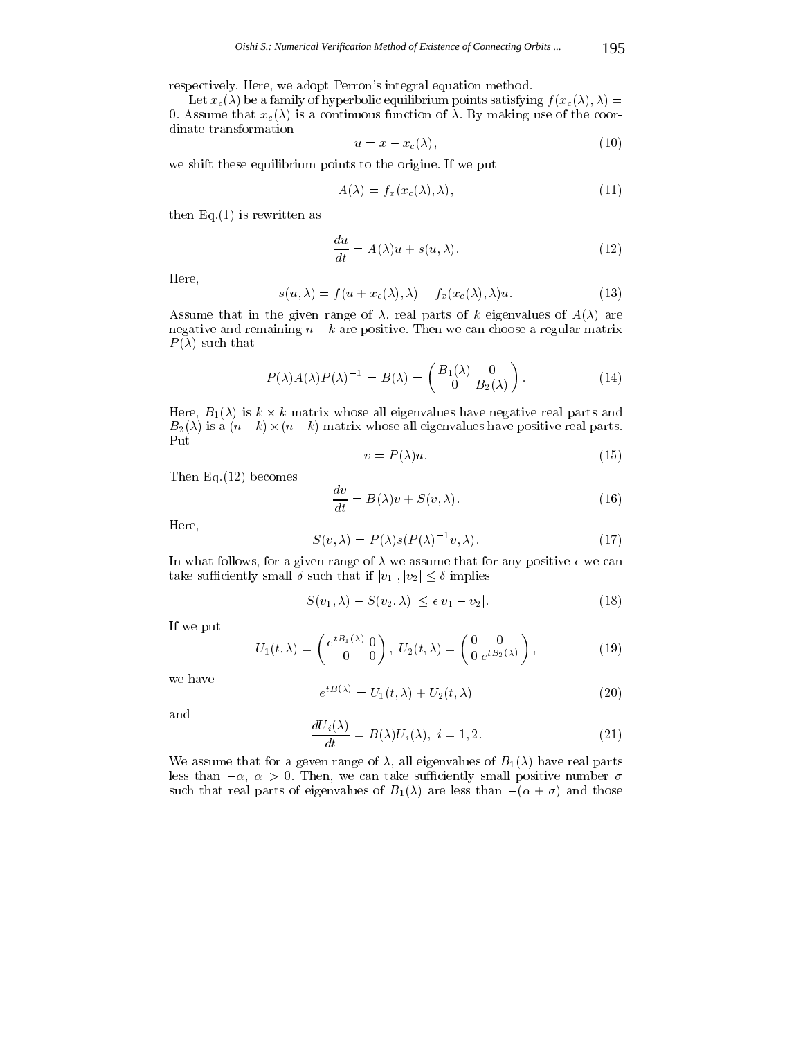respectively. Here, we adopt Perron's integral equation method.

Let $x_c(\lambda)$ be a family of hyperbolic equilibrium points satisfying $f(x_c(\lambda), \lambda) = 0$. Assume that $x_c(\lambda)$ is a continuous function of $\lambda$. By making use of the coordinate transformation

$$u = x - x_c(\lambda), \tag{10}$$

we shift these equilibrium points to the origine. If we put

$$A(\lambda) = f_x(x_c(\lambda), \lambda), \tag{11}$$

then Eq.(1) is rewritten as

$$\frac{du}{dt} = A(\lambda)u + s(u, \lambda). \tag{12}$$

Here,

$$s(u, \lambda) = f(u + x_c(\lambda), \lambda) - f_x(x_c(\lambda), \lambda)u. \tag{13}$$

Assume that in the given range of $\lambda$, real parts of $k$ eigenvalues of $A(\lambda)$ are negative and remaining $n - k$ are positive. Then we can choose a regular matrix $P(\lambda)$ such that

$$P(\lambda)A(\lambda)P(\lambda)^{-1} = B(\lambda) = \begin{pmatrix} B_1(\lambda) & 0 \\ 0 & B_2(\lambda) \end{pmatrix}. \tag{14}$$

Here, $B_1(\lambda)$ is $k \times k$ matrix whose all eigenvalues have negative real parts and $B_2(\lambda)$ is a $(n-k) \times (n-k)$ matrix whose all eigenvalues have positive real parts. Put

$$v = P(\lambda)u. \tag{15}$$

Then Eq.(12) becomes

$$\frac{dv}{dt} = B(\lambda)v + S(v, \lambda). \tag{16}$$

Here,

$$S(v, \lambda) = P(\lambda)s(P(\lambda)^{-1}v, \lambda). \tag{17}$$

In what follows, for a given range of $\lambda$ we assume that for any positive $\epsilon$ we can take sufficiently small $\delta$ such that if $|v_1|, |v_2| \leq \delta$ implies

$$|S(v_1, \lambda) - S(v_2, \lambda)| \leq \epsilon |v_1 - v_2|. \tag{18}$$

If we put

$$U_1(t, \lambda) = \begin{pmatrix} e^{tB_1(\lambda)} & 0 \\ 0 & 0 \end{pmatrix},\ U_2(t, \lambda) = \begin{pmatrix} 0 & 0 \\ 0 & e^{tB_2(\lambda)} \end{pmatrix}, \tag{19}$$

we have

$$e^{tB(\lambda)} = U_1(t, \lambda) + U_2(t, \lambda) \tag{20}$$

and

$$\frac{dU_i(\lambda)}{dt} = B(\lambda)U_i(\lambda),\ i = 1, 2. \tag{21}$$

We assume that for a geven range of $\lambda$, all eigenvalues of $B_1(\lambda)$ have real parts less than $-\alpha$, $\alpha > 0$. Then, we can take sufficiently small positive number $\sigma$ such that real parts of eigenvalues of $B_1(\lambda)$ are less than $-(\alpha + \sigma)$ and those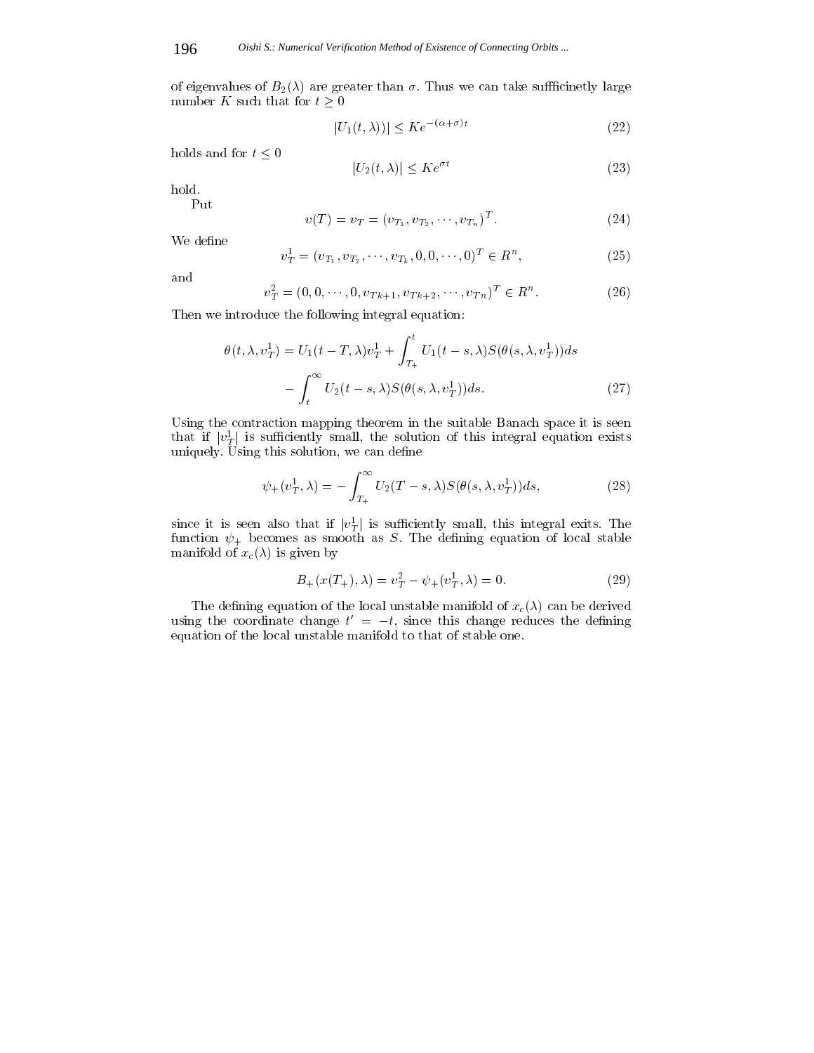of eigenvalues of $B_2(\lambda)$ are greater than $\sigma$. Thus we can take suffficinetly large number $K$ such that for $t \geq 0$

$$|U_1(t,\lambda))| \leq Ke^{-(\alpha+\sigma)t} \tag{22}$$

holds and for $t \leq 0$

$$|U_2(t,\lambda)| \leq Ke^{\sigma t} \tag{23}$$

hold.

Put

$$v(T) = v_T = (v_{T_1}, v_{T_2}, \cdots, v_{T_n})^T. \tag{24}$$

We define

$$v_T^1 = (v_{T_1}, v_{T_2}, \cdots, v_{T_k}, 0, 0, \cdots, 0)^T \in R^n, \tag{25}$$

and

$$v_T^2 = (0, 0, \cdots, 0, v_{Tk+1}, v_{Tk+2}, \cdots, v_{Tn})^T \in R^n. \tag{26}$$

Then we introduce the following integral equation:

$$\begin{aligned}\theta(t,\lambda,v_T^1) = U_1(t-T,\lambda)v_T^1 + \int_{T_+}^{t} U_1(t-s,\lambda)S(\theta(s,\lambda,v_T^1))ds \\ - \int_{t}^{\infty} U_2(t-s,\lambda)S(\theta(s,\lambda,v_T^1))ds. \end{aligned} \tag{27}$$

Using the contraction mapping theorem in the suitable Banach space it is seen that if $|v_T^1|$ is sufficiently small, the solution of this integral equation exists uniquely. Using this solution, we can define

$$\psi_+(v_T^1,\lambda) = -\int_{T_+}^{\infty} U_2(T-s,\lambda)S(\theta(s,\lambda,v_T^1))ds, \tag{28}$$

since it is seen also that if $|v_T^1|$ is sufficiently small, this integral exits. The function $\psi_+$ becomes as smooth as $S$. The defining equation of local stable manifold of $x_c(\lambda)$ is given by

$$B_+(x(T_+),\lambda) = v_T^2 - \psi_+(v_T^1,\lambda) = 0. \tag{29}$$

The defining equation of the local unstable manifold of $x_c(\lambda)$ can be derived using the coordinate change $t' = -t$, since this change reduces the defining equation of the local unstable manifold to that of stable one.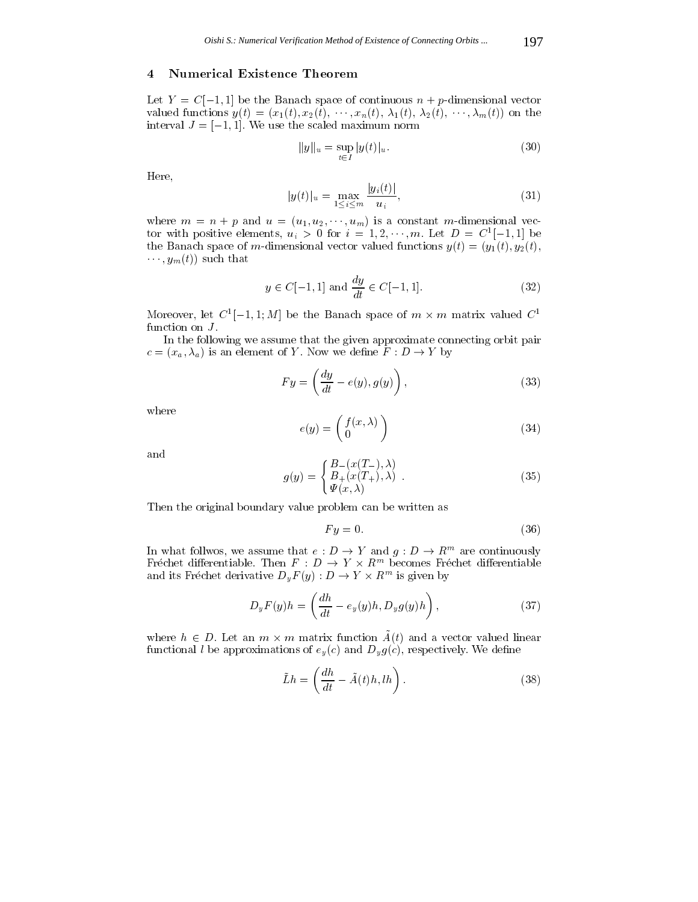## 4 Numerical Existence Theorem

Let $Y = C[-1,1]$ be the Banach space of continuous $n+p$-dimensional vector valued functions $y(t) = (x_1(t), x_2(t), \cdots, x_n(t), \lambda_1(t), \lambda_2(t), \cdots, \lambda_m(t))$ on the interval $J = [-1,1]$. We use the scaled maximum norm

$$\|y\|_u = \sup_{t \in I} |y(t)|_u. \tag{30}$$

Here,

$$|y(t)|_u = \max_{1 \le i \le m} \frac{|y_i(t)|}{u_i}, \tag{31}$$

where $m = n + p$ and $u = (u_1, u_2, \cdots, u_m)$ is a constant $m$-dimensional vector with positive elements, $u_i > 0$ for $i = 1, 2, \cdots, m$. Let $D = C^1[-1,1]$ be the Banach space of $m$-dimensional vector valued functions $y(t) = (y_1(t), y_2(t), \cdots, y_m(t))$ such that

$$y \in C[-1,1] \text{ and } \frac{dy}{dt} \in C[-1,1]. \tag{32}$$

Moreover, let $C^1[-1,1;M]$ be the Banach space of $m \times m$ matrix valued $C^1$ function on $J$.

In the following we assume that the given approximate connecting orbit pair $c = (x_a, \lambda_a)$ is an element of $Y$. Now we define $F : D \to Y$ by

$$Fy = \left( \frac{dy}{dt} - e(y), g(y) \right), \tag{33}$$

where

$$e(y) = \begin{pmatrix} f(x,\lambda) \\ 0 \end{pmatrix} \tag{34}$$

and

$$g(y) = \begin{cases} B_-(x(T_-), \lambda) \\ B_+(x(T_+), \lambda) \\ \Psi(x, \lambda) \end{cases}. \tag{35}$$

Then the original boundary value problem can be written as

$$Fy = 0. \tag{36}$$

In what follwos, we assume that $e : D \to Y$ and $g : D \to R^m$ are continuously Fréchet differentiable. Then $F : D \to Y \times R^m$ becomes Fréchet differentiable and its Fréchet derivative $D_y F(y) : D \to Y \times R^m$ is given by

$$D_y F(y)h = \left( \frac{dh}{dt} - e_y(y)h, D_y g(y)h \right), \tag{37}$$

where $h \in D$. Let an $m \times m$ matrix function $\tilde{A}(t)$ and a vector valued linear functional $l$ be approximations of $e_y(c)$ and $D_y g(c)$, respectively. We define

$$\tilde{L}h = \left( \frac{dh}{dt} - \tilde{A}(t)h, lh \right). \tag{38}$$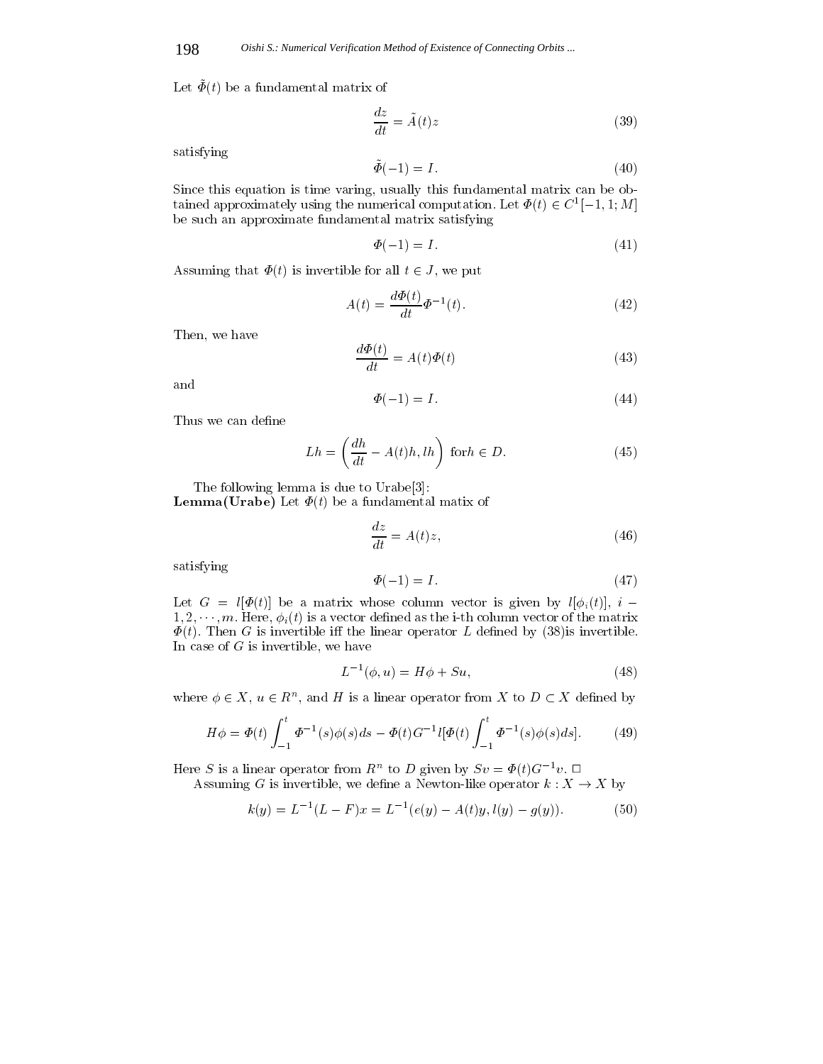Let $\tilde{\Phi}(t)$ be a fundamental matrix of

$$\frac{dz}{dt} = \tilde{A}(t)z \tag{39}$$

satisfying

$$\tilde{\Phi}(-1) = I. \tag{40}$$

Since this equation is time varing, usually this fundamental matrix can be obtained approximately using the numerical computation. Let $\Phi(t) \in C^1[-1, 1; M]$ be such an approximate fundamental matrix satisfying

$$\Phi(-1) = I. \tag{41}$$

Assuming that $\Phi(t)$ is invertible for all $t \in J$, we put

$$A(t) = \frac{d\Phi(t)}{dt}\Phi^{-1}(t). \tag{42}$$

Then, we have

$$\frac{d\Phi(t)}{dt} = A(t)\Phi(t) \tag{43}$$

and

$$\Phi(-1) = I. \tag{44}$$

Thus we can define

$$Lh = \left(\frac{dh}{dt} - A(t)h, lh\right) \text{ for} h \in D. \tag{45}$$

The following lemma is due to Urabe[3]:

**Lemma(Urabe)** Let $\Phi(t)$ be a fundamental matrix of

$$\frac{dz}{dt} = A(t)z, \tag{46}$$

satisfying

$$\Phi(-1) = I. \tag{47}$$

Let $G = l[\Phi(t)]$ be a matrix whose column vector is given by $l[\phi_i(t)]$, $i - 1, 2, \cdots, m$. Here, $\phi_i(t)$ is a vector defined as the i-th column vector of the matrix $\Phi(t)$. Then $G$ is invertible iff the linear operator $L$ defined by (38)is invertible. In case of $G$ is invertible, we have

$$L^{-1}(\phi, u) = H\phi + Su, \tag{48}$$

where $\phi \in X$, $u \in R^n$, and $H$ is a linear operator from $X$ to $D \subset X$ defined by

$$H\phi = \Phi(t)\int_{-1}^{t} \Phi^{-1}(s)\phi(s)ds - \Phi(t)G^{-1}l[\Phi(t)\int_{-1}^{t} \Phi^{-1}(s)\phi(s)ds]. \tag{49}$$

Here $S$ is a linear operator from $R^n$ to $D$ given by $Sv = \Phi(t)G^{-1}v$. □

Assuming $G$ is invertible, we define a Newton-like operator $k : X \to X$ by

$$k(y) = L^{-1}(L - F)x = L^{-1}(e(y) - A(t)y, l(y) - g(y)). \tag{50}$$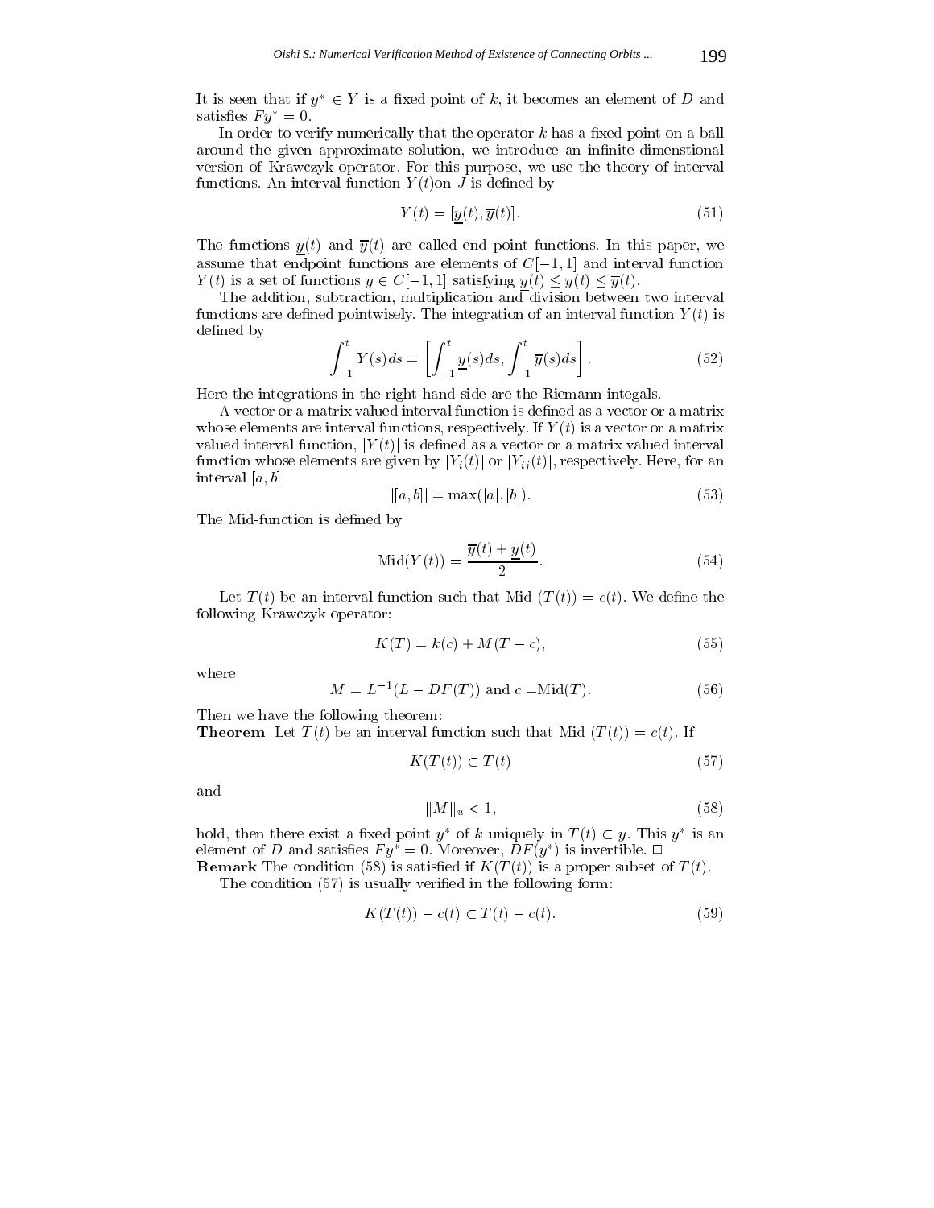It is seen that if $y^* \in Y$ is a fixed point of $k$, it becomes an element of $D$ and satisfies $Fy^* = 0$.

In order to verify numerically that the operator $k$ has a fixed point on a ball around the given approximate solution, we introduce an infinite-dimenstional version of Krawczyk operator. For this purpose, we use the theory of interval functions. An interval function $Y(t)$on $J$ is defined by

$$Y(t) = [\underline{y}(t), \overline{y}(t)]. \tag{51}$$

The functions $\underline{y}(t)$ and $\overline{y}(t)$ are called end point functions. In this paper, we assume that endpoint functions are elements of $C[-1,1]$ and interval function $Y(t)$ is a set of functions $y \in C[-1,1]$ satisfying $\underline{y}(t) \leq y(t) \leq \overline{y}(t)$.

The addition, subtraction, multiplication and division between two interval functions are defined pointwisely. The integration of an interval function $Y(t)$ is defined by

$$\int_{-1}^{t} Y(s)ds = \left[\int_{-1}^{t} \underline{y}(s)ds, \int_{-1}^{t} \overline{y}(s)ds\right]. \tag{52}$$

Here the integrations in the right hand side are the Riemann integals.

A vector or a matrix valued interval function is defined as a vector or a matrix whose elements are interval functions, respectively. If $Y(t)$ is a vector or a matrix valued interval function, $|Y(t)|$ is defined as a vector or a matrix valued interval function whose elements are given by $|Y_i(t)|$ or $|Y_{ij}(t)|$, respectively. Here, for an interval $[a, b]$

$$|[a, b]| = \max(|a|, |b|). \tag{53}$$

The Mid-function is defined by

$$\mathrm{Mid}(Y(t)) = \frac{\overline{y}(t) + \underline{y}(t)}{2}. \tag{54}$$

Let $T(t)$ be an interval function such that Mid $(T(t)) = c(t)$. We define the following Krawczyk operator:

$$K(T) = k(c) + M(T - c), \tag{55}$$

where

$$M = L^{-1}(L - DF(T)) \text{ and } c = \mathrm{Mid}(T). \tag{56}$$

Then we have the following theorem:

**Theorem** Let $T(t)$ be an interval function such that Mid $(T(t)) = c(t)$. If

$$K(T(t)) \subset T(t) \tag{57}$$

and

$$\|M\|_u < 1, \tag{58}$$

hold, then there exist a fixed point $y^*$ of $k$ uniquely in $T(t) \subset y$. This $y^*$ is an element of $D$ and satisfies $Fy^* = 0$. Moreover, $DF(y^*)$ is invertible. □

**Remark** The condition (58) is satisfied if $K(T(t))$ is a proper subset of $T(t)$.

The condition (57) is usually verified in the following form:

$$K(T(t)) - c(t) \subset T(t) - c(t). \tag{59}$$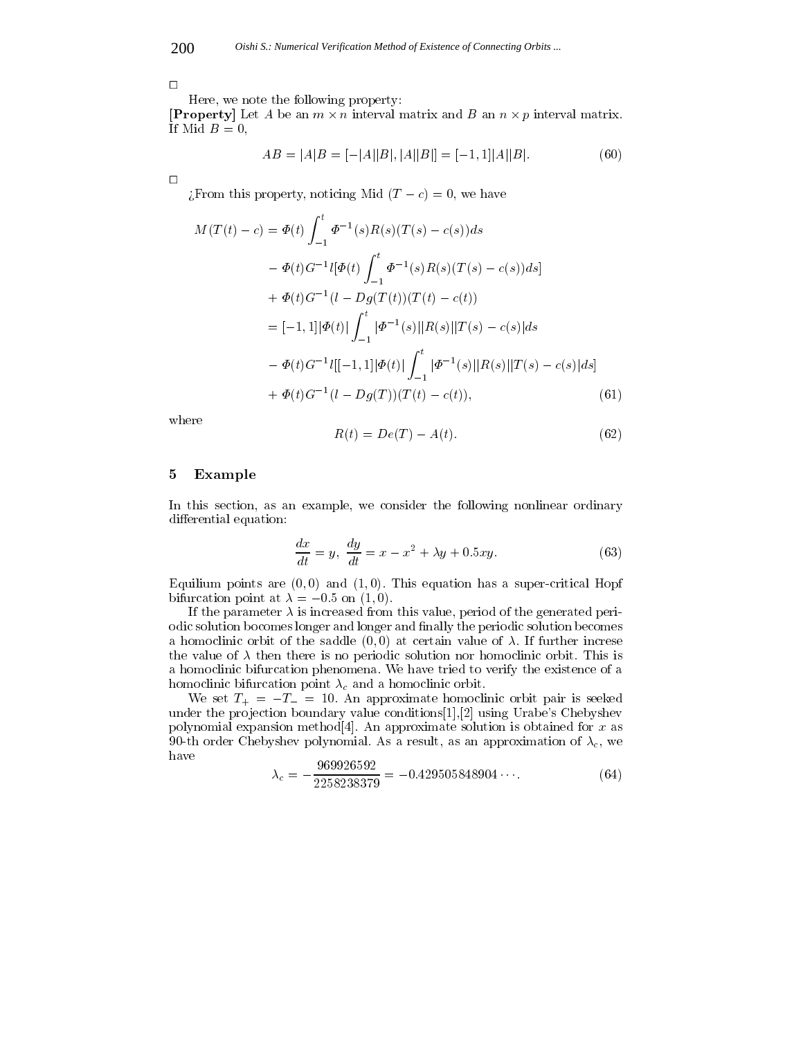□

Here, we note the following property:

**[Property]** Let $A$ be an $m \times n$ interval matrix and $B$ an $n \times p$ interval matrix. If Mid $B = 0$,

$$AB = |A|B = [-|A||B|, |A||B|] = [-1, 1]|A||B|. \tag{60}$$

□

¿From this property, noticing Mid $(T - c) = 0$, we have

$$\begin{aligned}
M(T(t) - c) &= \Phi(t) \int_{-1}^{t} \Phi^{-1}(s) R(s)(T(s) - c(s)) ds \\
&- \Phi(t) G^{-1} l[\Phi(t) \int_{-1}^{t} \Phi^{-1}(s) R(s)(T(s) - c(s)) ds] \\
&+ \Phi(t) G^{-1} (l - Dg(T(t)) (T(t) - c(t)) \\
&= [-1, 1] |\Phi(t)| \int_{-1}^{t} |\Phi^{-1}(s)||R(s)||T(s) - c(s)| ds \\
&- \Phi(t) G^{-1} l[[-1, 1] |\Phi(t)| \int_{-1}^{t} |\Phi^{-1}(s)||R(s)||T(s) - c(s)| ds] \\
&+ \Phi(t) G^{-1} (l - Dg(T)) (T(t) - c(t)),
\end{aligned} \tag{61}$$

where

$$R(t) = De(T) - A(t). \tag{62}$$

## 5 Example

In this section, as an example, we consider the following nonlinear ordinary differential equation:

$$\frac{dx}{dt} = y, \ \frac{dy}{dt} = x - x^2 + \lambda y + 0.5xy. \tag{63}$$

Equilium points are $(0, 0)$ and $(1, 0)$. This equation has a super-critical Hopf bifurcation point at $\lambda = -0.5$ on $(1, 0)$.

If the parameter $\lambda$ is increased from this value, period of the generated periodic solution bocomes longer and longer and finally the periodic solution becomes a homoclinic orbit of the saddle $(0, 0)$ at certain value of $\lambda$. If further increse the value of $\lambda$ then there is no periodic solution nor homoclinic orbit. This is a homoclinic bifurcation phenomena. We have tried to verify the existence of a homoclinic bifurcation point $\lambda_c$ and a homoclinic orbit.

We set $T_+ = -T_- = 10$. An approximate homoclinic orbit pair is seeked under the projection boundary value conditions[1],[2] using Urabe's Chebyshev polynomial expansion method[4]. An approximate solution is obtained for $x$ as 90-th order Chebyshev polynomial. As a result, as an approximation of $\lambda_c$, we have

$$\lambda_c = -\frac{969926592}{2258238379} = -0.429505848904 \cdots. \tag{64}$$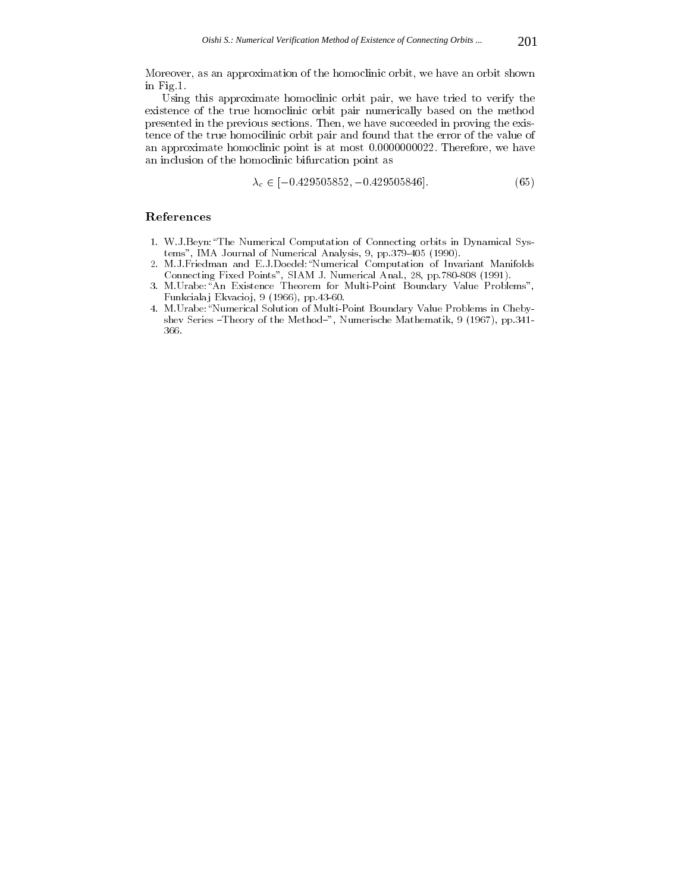Moreover, as an approximation of the homoclinic orbit, we have an orbit shown in Fig.1.

Using this approximate homoclinic orbit pair, we have tried to verify the existence of the true homoclinic orbit pair numerically based on the method presented in the previous sections. Then, we have succeeded in proving the existence of the true homocilinic orbit pair and found that the error of the value of an approximate homoclinic point is at most 0.0000000022. Therefore, we have an inclusion of the homoclinic bifurcation point as

$$\lambda_c \in [-0.429505852, -0.429505846]. \tag{65}$$

## References

1. W.J.Beyn: "The Numerical Computation of Connecting orbits in Dynamical Systems", IMA Journal of Numerical Analysis, 9, pp.379-405 (1990).
2. M.J.Friedman and E.J.Doedel: "Numerical Computation of Invariant Manifolds Connecting Fixed Points", SIAM J. Numerical Anal., 28, pp.780-808 (1991).
3. M.Urabe: "An Existence Theorem for Multi-Point Boundary Value Problems", Funkcialaj Ekvacioj, 9 (1966), pp.43-60.
4. M.Urabe: "Numerical Solution of Multi-Point Boundary Value Problems in Chebyshev Series –Theory of the Method–", Numerische Mathematik, 9 (1967), pp.341-366.